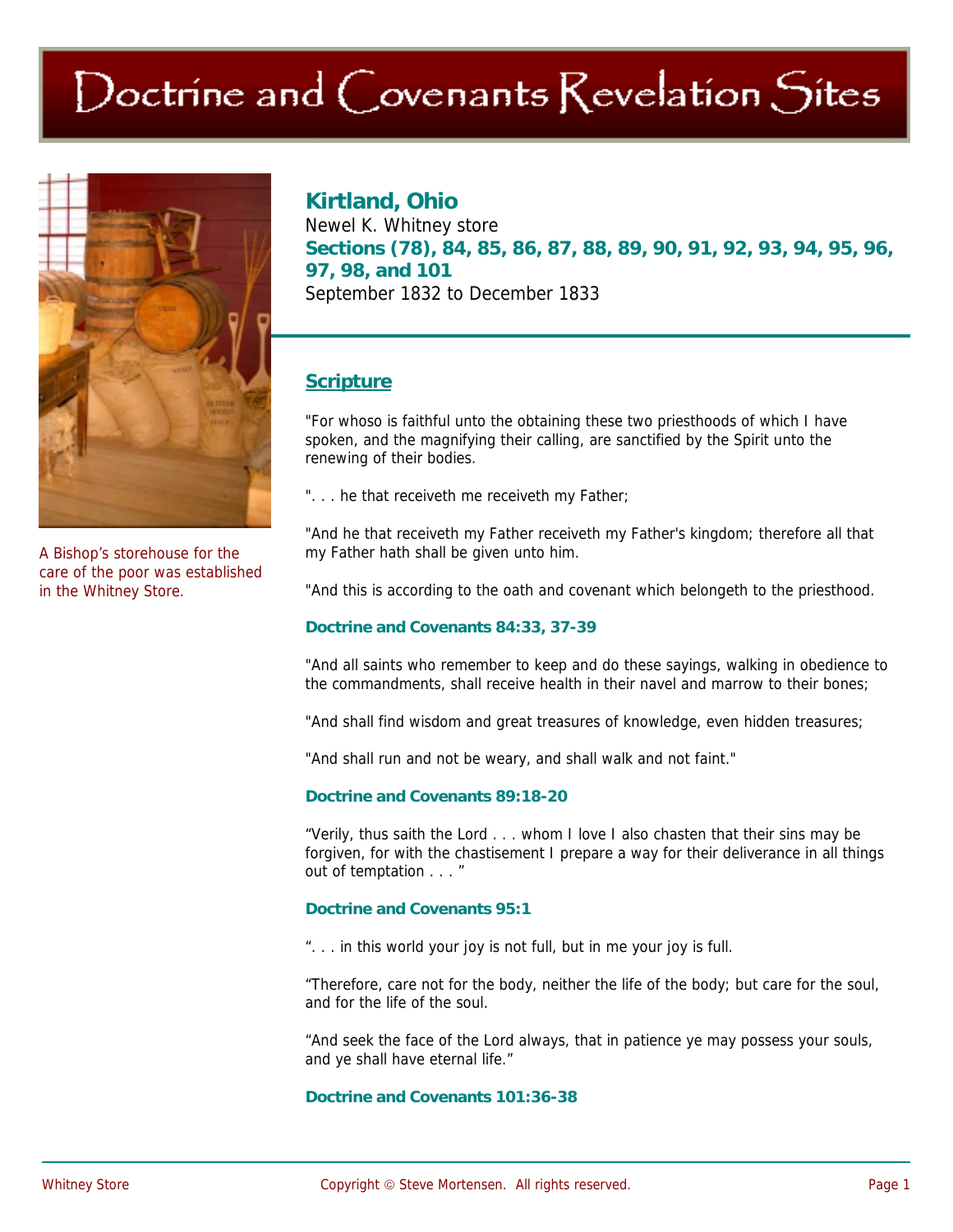# Doctrine and Covenants Revelation Sites

A Bishop's storehouse for the care of the poor was established in the Whitney Store.

## Kirtland, Ohio

Newel K. Whitney store

**Sections (78), 84, 85, 86, 87, 88, 89, 90, 91, 92, 93, 94, 95, 96, 97, 98, and 101**

September 1832 to December 1833

### Scripture

"For whoso is faithful unto the obtaining these two priesthoods of which I have spoken, and the magnifying their calling, are sanctified by the Spirit unto the renewing of their bodies.

". . . he that receiveth me receiveth my Father;

"And he that receiveth my Father receiveth my Father's kingdom; therefore all that my Father hath shall be given unto him.

"And this is according to the oath and covenant which belongeth to the priesthood.

**Doctrine and Covenants 84:33, 37-39**

"And all saints who remember to keep and do these sayings, walking in obedience to the commandments, shall receive health in their navel and marrow to their bones;

"And shall find wisdom and great treasures of knowledge, even hidden treasures;

"And shall run and not be weary, and shall walk and not faint."

**Doctrine and Covenants 89:18-20**

"Verily, thus saith the Lord . . . whom I love I also chasten that their sins may be forgiven, for with the chastisement I prepare a way for their deliverance in all things out of temptation . . . "

**Doctrine and Covenants 95:1**

". . . in this world your joy is not full, but in me your joy is full.

"Therefore, care not for the body, neither the life of the body; but care for the soul, and for the life of the soul.

"And seek the face of the Lord always, that in patience ye may possess your souls, and ye shall have eternal life."

**Doctrine and Covenants 101:36-38**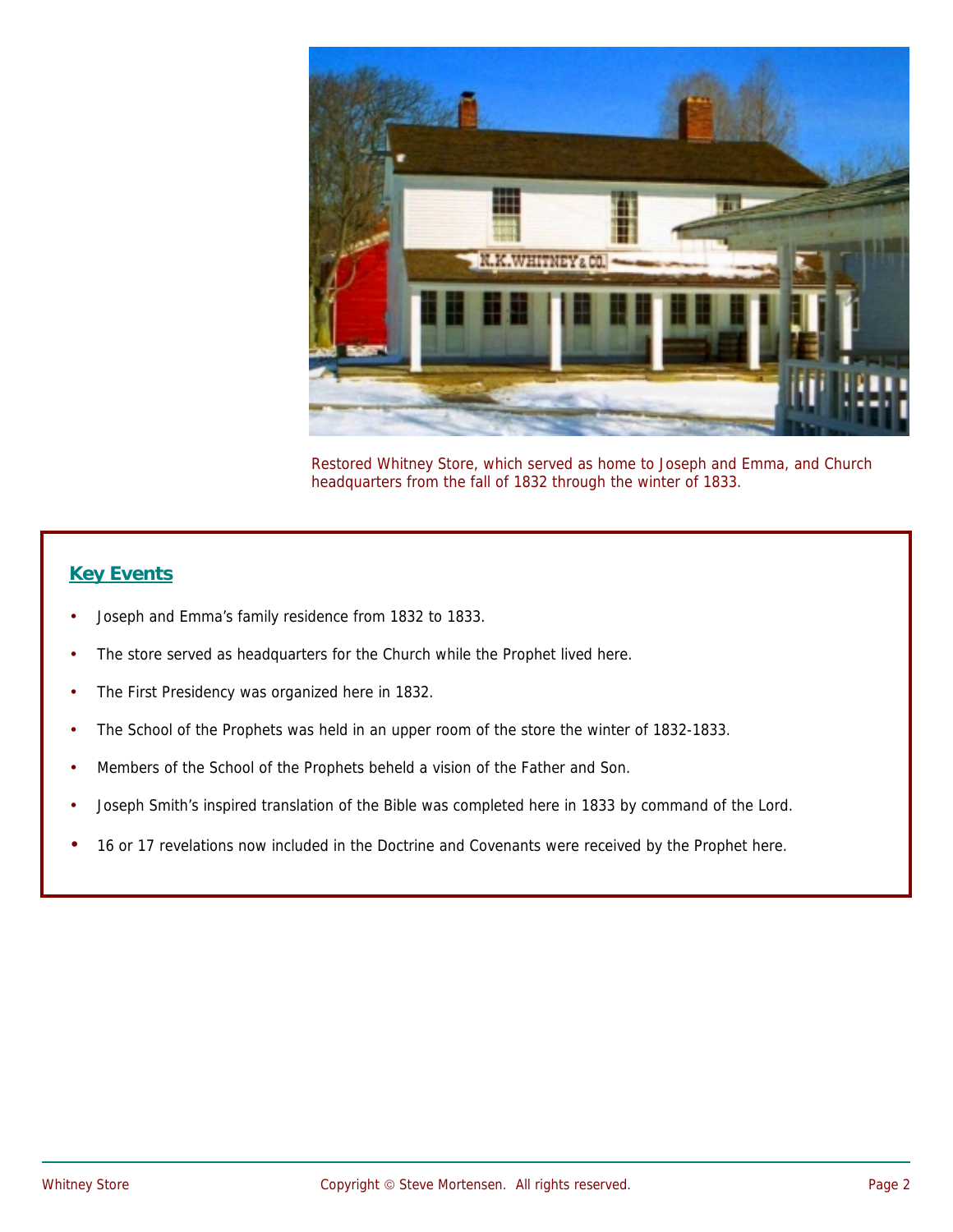Restored Whitney Store, which served as home to Joseph and Emma, and Church headquarters from the fall of 1832 through the winter of 1833.

## Key Events

- Joseph and Emma's family residence from 1832 to 1833.
- The store served as headquarters for the Church while the Prophet lived here.
- The First Presidency was organized here in 1832.
- The School of the Prophets was held in an upper room of the store the winter of 1832-1833.
- Members of the School of the Prophets beheld a vision of the Father and Son.
- Joseph Smith's inspired translation of the Bible was completed here in 1833 by command of the Lord.
- 16 or 17 revelations now included in the Doctrine and Covenants were received by the Prophet here.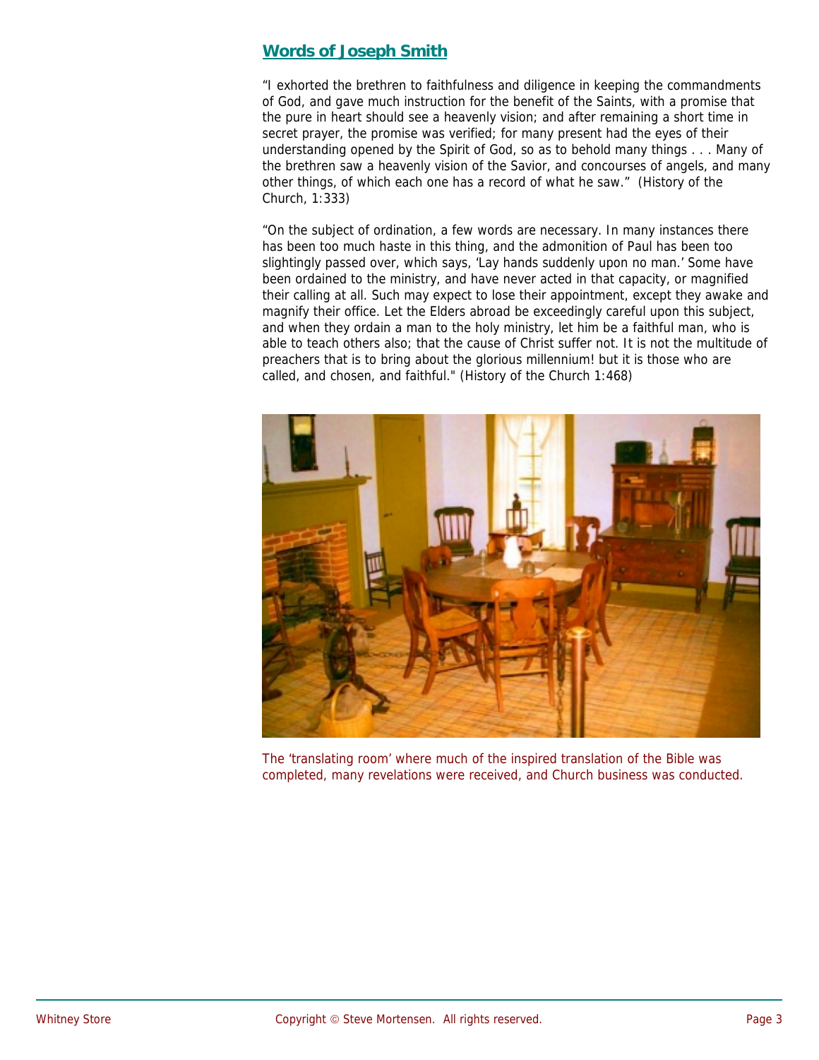## Words of Joseph Smith

"I exhorted the brethren to faithfulness and diligence in keeping the commandments of God, and gave much instruction for the benefit of the Saints, with a promise that the pure in heart should see a heavenly vision; and after remaining a short time in secret prayer, the promise was verified; for many present had the eyes of their understanding opened by the Spirit of God, so as to behold many things . . . Many of the brethren saw a heavenly vision of the Savior, and concourses of angels, and many other things, of which each one has a record of what he saw." (History of the Church, 1:333)

"On the subject of ordination, a few words are necessary. In many instances there has been too much haste in this thing, and the admonition of Paul has been too slightingly passed over, which says, 'Lay hands suddenly upon no man.' Some have been ordained to the ministry, and have never acted in that capacity, or magnified their calling at all. Such may expect to lose their appointment, except they awake and magnify their office. Let the Elders abroad be exceedingly careful upon this subject, and when they ordain a man to the holy ministry, let him be a faithful man, who is able to teach others also; that the cause of Christ suffer not. It is not the multitude of preachers that is to bring about the glorious millennium! but it is those who are called, and chosen, and faithful." (History of the Church 1:468)

The 'translating room' where much of the inspired translation of the Bible was completed, many revelations were received, and Church business was conducted.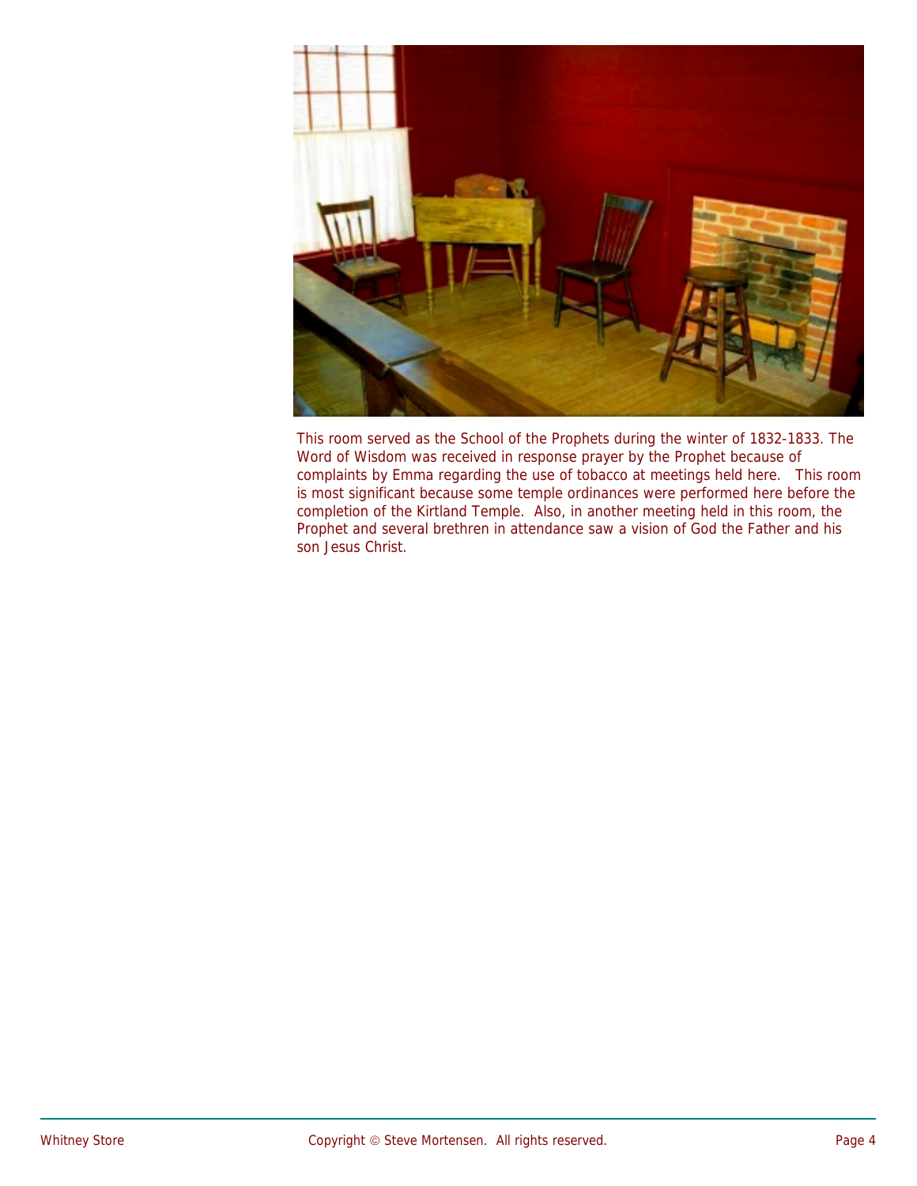This room served as the School of the Prophets during the winter of 1832-1833. The Word of Wisdom was received in response prayer by the Prophet because of complaints by Emma regarding the use of tobacco at meetings held here. This room is most significant because some temple ordinances were performed here before the completion of the Kirtland Temple. Also, in another meeting held in this room, the Prophet and several brethren in attendance saw a vision of God the Father and his son Jesus Christ.